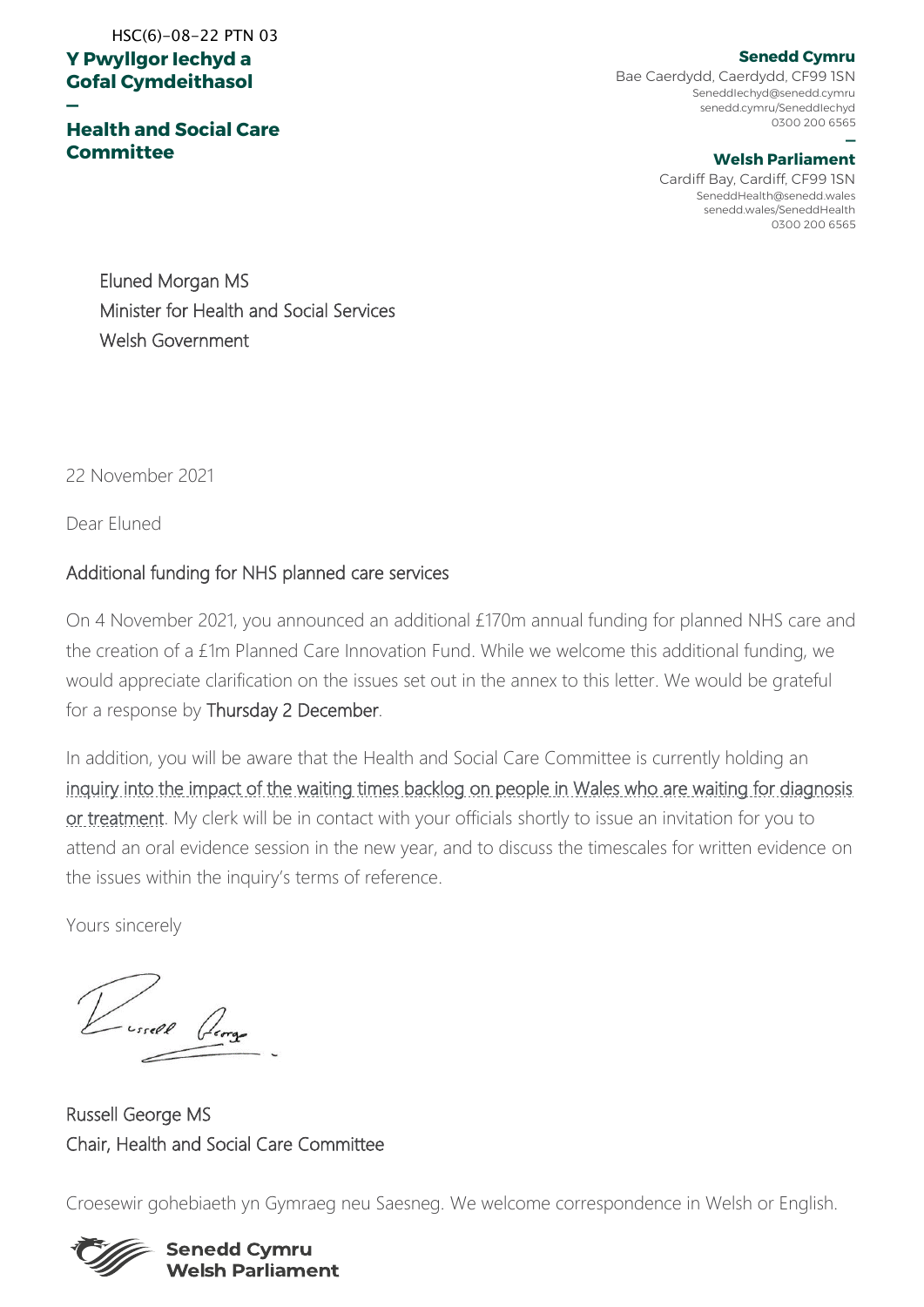HSC(6)-08-22 PTN 03

**Y Pwyllgor Iechyd a Gofal Cymdeithasol**

**—**

**Health and Social Care Committee**

**Senedd Cymru**
Bae Caerdydd, Caerdydd, CF99 1SN
SeneddIechyd@senedd.cymru
senedd.cymru/SeneddIechyd
0300 200 6565

**—**

**Welsh Parliament**
Cardiff Bay, Cardiff, CF99 1SN
SeneddHealth@senedd.wales
senedd.wales/SeneddHealth
0300 200 6565

Eluned Morgan MS
Minister for Health and Social Services
Welsh Government

22 November 2021

Dear Eluned

## Additional funding for NHS planned care services

On 4 November 2021, you announced an additional £170m annual funding for planned NHS care and the creation of a £1m Planned Care Innovation Fund. While we welcome this additional funding, we would appreciate clarification on the issues set out in the annex to this letter. We would be grateful for a response by Thursday 2 December.

In addition, you will be aware that the Health and Social Care Committee is currently holding an inquiry into the impact of the waiting times backlog on people in Wales who are waiting for diagnosis or treatment. My clerk will be in contact with your officials shortly to issue an invitation for you to attend an oral evidence session in the new year, and to discuss the timescales for written evidence on the issues within the inquiry's terms of reference.

Yours sincerely

Russell George MS
Chair, Health and Social Care Committee

Croesewir gohebiaeth yn Gymraeg neu Saesneg. We welcome correspondence in Welsh or English.

**Senedd Cymru**
**Welsh Parliament**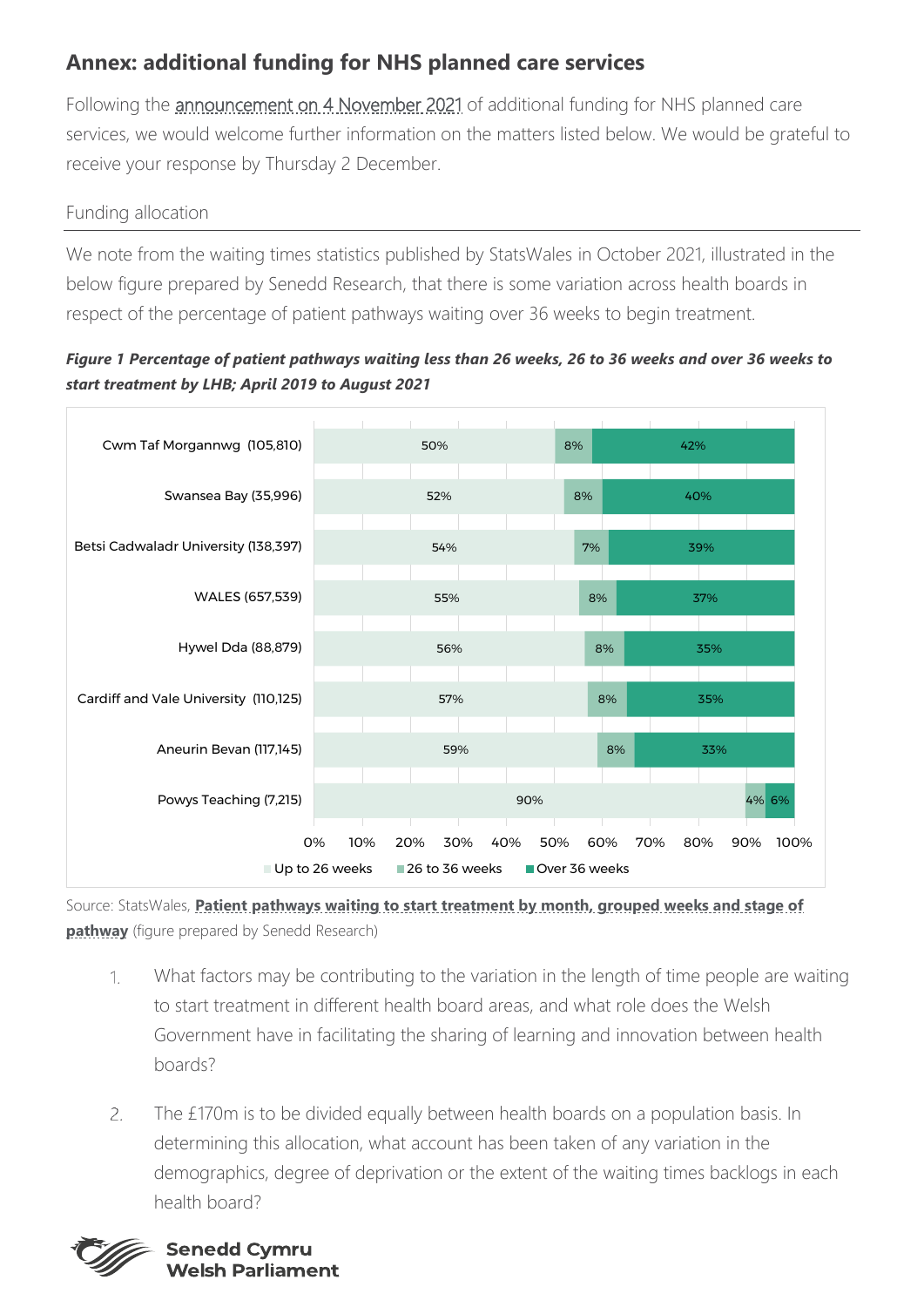## Annex: additional funding for NHS planned care services

Following the announcement on 4 November 2021 of additional funding for NHS planned care services, we would welcome further information on the matters listed below. We would be grateful to receive your response by Thursday 2 December.

### Funding allocation

We note from the waiting times statistics published by StatsWales in October 2021, illustrated in the below figure prepared by Senedd Research, that there is some variation across health boards in respect of the percentage of patient pathways waiting over 36 weeks to begin treatment.

***Figure 1 Percentage of patient pathways waiting less than 26 weeks, 26 to 36 weeks and over 36 weeks to start treatment by LHB; April 2019 to August 2021***

| | Up to 26 weeks | 26 to 36 weeks | Over 36 weeks |
|---|---|---|---|
| Cwm Taf Morgannwg (105,810) | 50% | 8% | 42% |
| Swansea Bay (35,996) | 52% | 8% | 40% |
| Betsi Cadwaladr University (138,397) | 54% | 7% | 39% |
| WALES (657,539) | 55% | 8% | 37% |
| Hywel Dda (88,879) | 56% | 8% | 35% |
| Cardiff and Vale University (110,125) | 57% | 8% | 35% |
| Aneurin Bevan (117,145) | 59% | 8% | 33% |
| Powys Teaching (7,215) | 90% | 4% | 6% |

Source: StatsWales, **Patient pathways waiting to start treatment by month, grouped weeks and stage of pathway** (figure prepared by Senedd Research)

1. What factors may be contributing to the variation in the length of time people are waiting to start treatment in different health board areas, and what role does the Welsh Government have in facilitating the sharing of learning and innovation between health boards?

2. The £170m is to be divided equally between health boards on a population basis. In determining this allocation, what account has been taken of any variation in the demographics, degree of deprivation or the extent of the waiting times backlogs in each health board?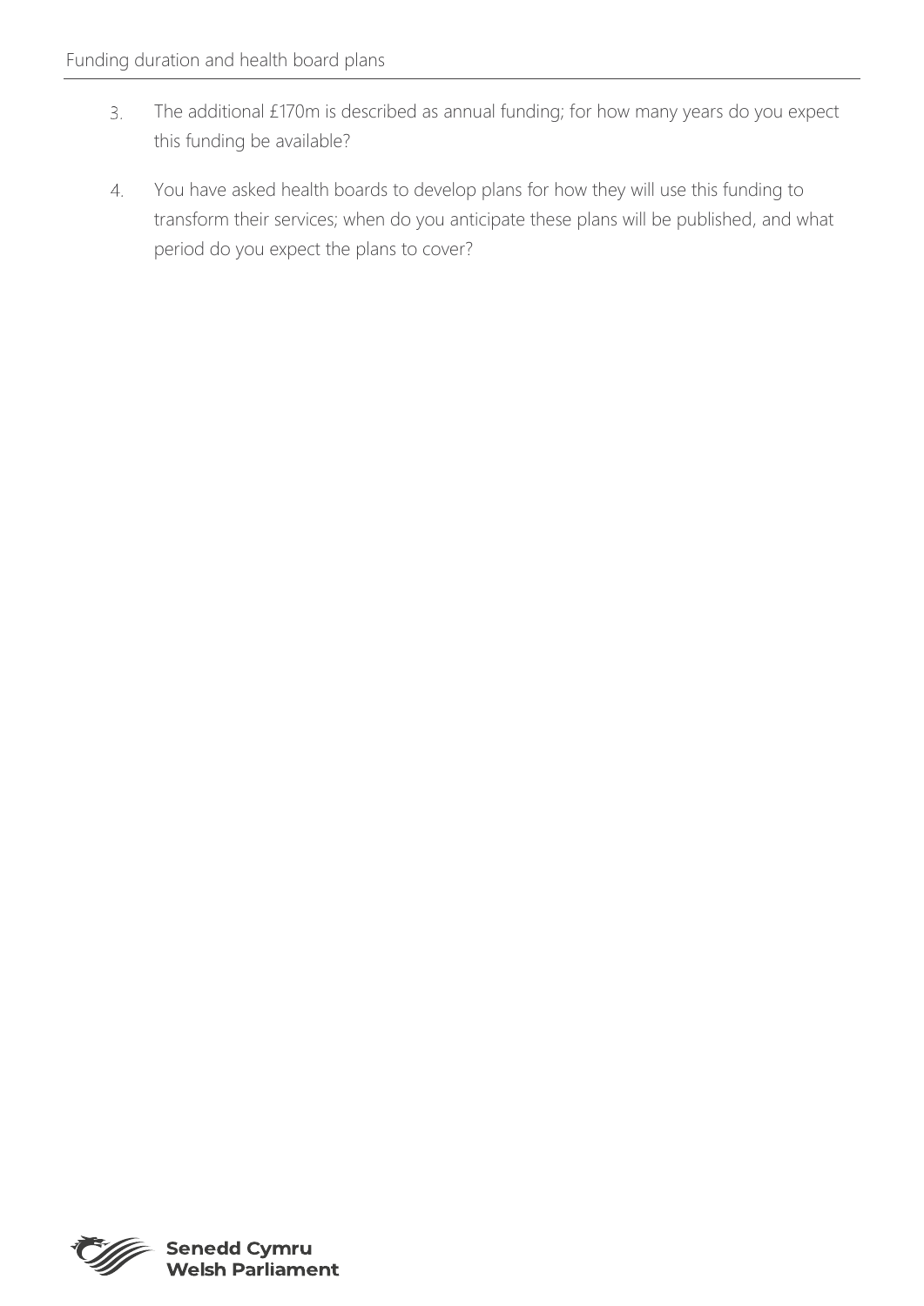## Funding duration and health board plans

3. The additional £170m is described as annual funding; for how many years do you expect this funding be available?

4. You have asked health boards to develop plans for how they will use this funding to transform their services; when do you anticipate these plans will be published, and what period do you expect the plans to cover?